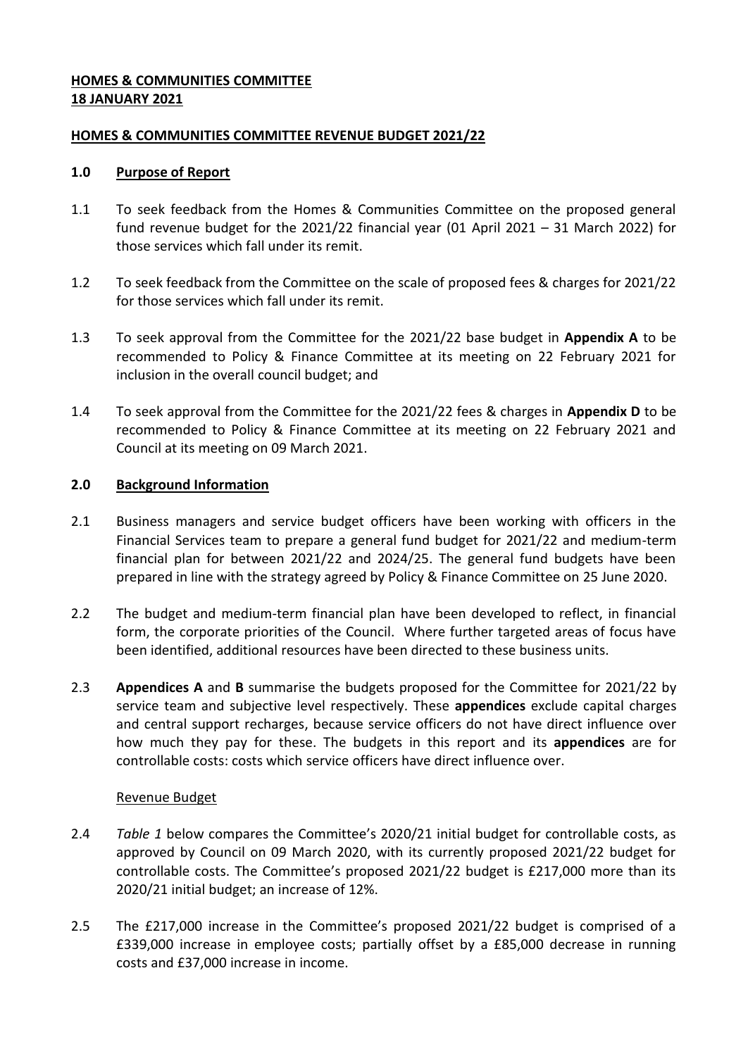**HOMES & COMMUNITIES COMMITTEE**
**18 JANUARY 2021**

**HOMES & COMMUNITIES COMMITTEE REVENUE BUDGET 2021/22**

## 1.0 Purpose of Report

1.1 To seek feedback from the Homes & Communities Committee on the proposed general fund revenue budget for the 2021/22 financial year (01 April 2021 – 31 March 2022) for those services which fall under its remit.

1.2 To seek feedback from the Committee on the scale of proposed fees & charges for 2021/22 for those services which fall under its remit.

1.3 To seek approval from the Committee for the 2021/22 base budget in **Appendix A** to be recommended to Policy & Finance Committee at its meeting on 22 February 2021 for inclusion in the overall council budget; and

1.4 To seek approval from the Committee for the 2021/22 fees & charges in **Appendix D** to be recommended to Policy & Finance Committee at its meeting on 22 February 2021 and Council at its meeting on 09 March 2021.

## 2.0 Background Information

2.1 Business managers and service budget officers have been working with officers in the Financial Services team to prepare a general fund budget for 2021/22 and medium-term financial plan for between 2021/22 and 2024/25. The general fund budgets have been prepared in line with the strategy agreed by Policy & Finance Committee on 25 June 2020.

2.2 The budget and medium-term financial plan have been developed to reflect, in financial form, the corporate priorities of the Council. Where further targeted areas of focus have been identified, additional resources have been directed to these business units.

2.3 **Appendices A** and **B** summarise the budgets proposed for the Committee for 2021/22 by service team and subjective level respectively. These **appendices** exclude capital charges and central support recharges, because service officers do not have direct influence over how much they pay for these. The budgets in this report and its **appendices** are for controllable costs: costs which service officers have direct influence over.

Revenue Budget

2.4 *Table 1* below compares the Committee's 2020/21 initial budget for controllable costs, as approved by Council on 09 March 2020, with its currently proposed 2021/22 budget for controllable costs. The Committee's proposed 2021/22 budget is £217,000 more than its 2020/21 initial budget; an increase of 12%.

2.5 The £217,000 increase in the Committee's proposed 2021/22 budget is comprised of a £339,000 increase in employee costs; partially offset by a £85,000 decrease in running costs and £37,000 increase in income.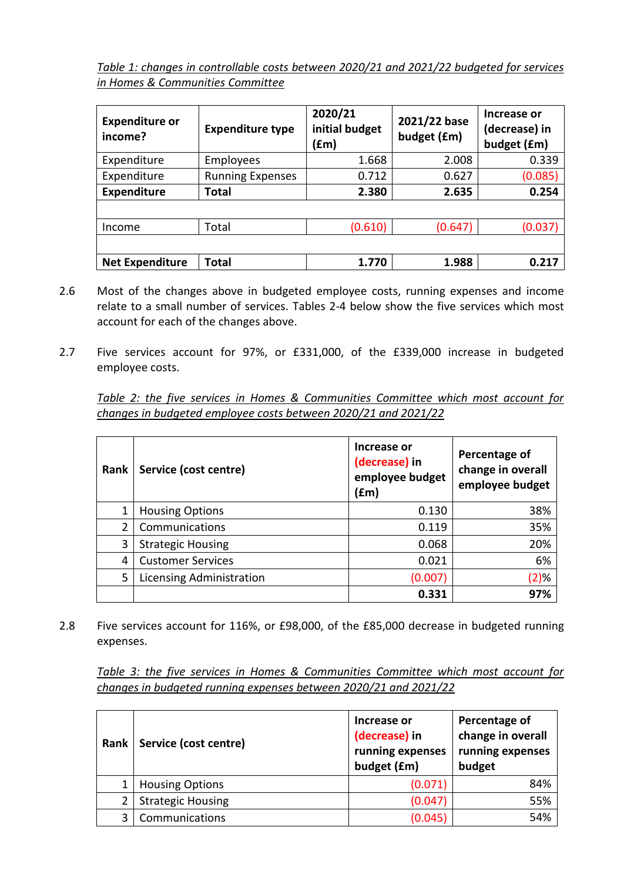*Table 1: changes in controllable costs between 2020/21 and 2021/22 budgeted for services in Homes & Communities Committee*

| Expenditure or income? | Expenditure type | 2020/21 initial budget (£m) | 2021/22 base budget (£m) | Increase or (decrease) in budget (£m) |
|---|---|---|---|---|
| Expenditure | Employees | 1.668 | 2.008 | 0.339 |
| Expenditure | Running Expenses | 0.712 | 0.627 | (0.085) |
| **Expenditure** | **Total** | **2.380** | **2.635** | **0.254** |
| | | | | |
| Income | Total | (0.610) | (0.647) | (0.037) |
| | | | | |
| **Net Expenditure** | **Total** | **1.770** | **1.988** | **0.217** |

2.6 Most of the changes above in budgeted employee costs, running expenses and income relate to a small number of services. Tables 2-4 below show the five services which most account for each of the changes above.

2.7 Five services account for 97%, or £331,000, of the £339,000 increase in budgeted employee costs.

*Table 2: the five services in Homes & Communities Committee which most account for changes in budgeted employee costs between 2020/21 and 2021/22*

| Rank | Service (cost centre) | Increase or (decrease) in employee budget (£m) | Percentage of change in overall employee budget |
|---|---|---|---|
| 1 | Housing Options | 0.130 | 38% |
| 2 | Communications | 0.119 | 35% |
| 3 | Strategic Housing | 0.068 | 20% |
| 4 | Customer Services | 0.021 | 6% |
| 5 | Licensing Administration | (0.007) | (2)% |
| | | **0.331** | **97%** |

2.8 Five services account for 116%, or £98,000, of the £85,000 decrease in budgeted running expenses.

*Table 3: the five services in Homes & Communities Committee which most account for changes in budgeted running expenses between 2020/21 and 2021/22*

| Rank | Service (cost centre) | Increase or (decrease) in running expenses budget (£m) | Percentage of change in overall running expenses budget |
|---|---|---|---|
| 1 | Housing Options | (0.071) | 84% |
| 2 | Strategic Housing | (0.047) | 55% |
| 3 | Communications | (0.045) | 54% |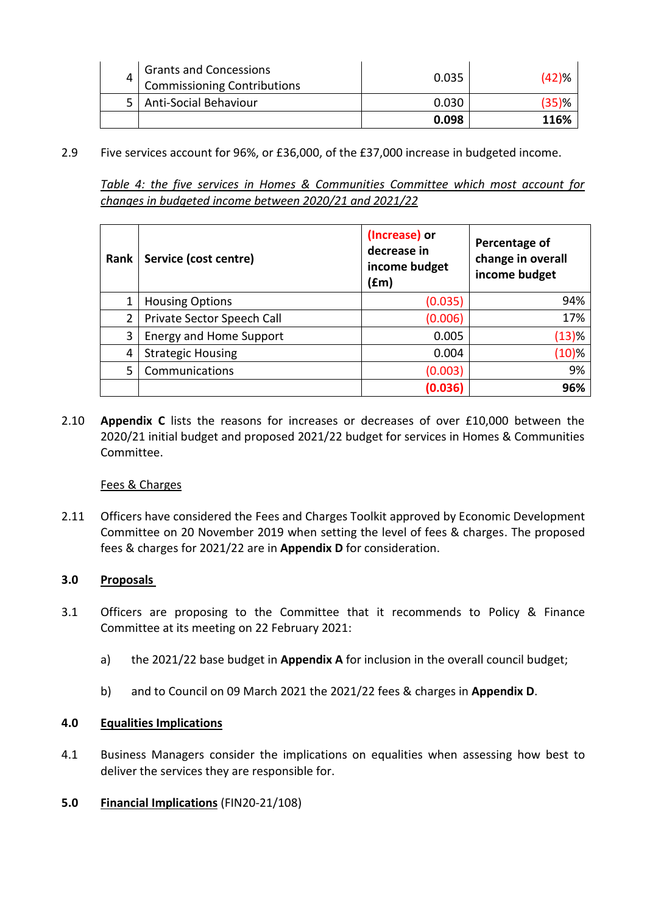| 4 | Grants and Concessions Commissioning Contributions | 0.035 | (42)% |
|---|---|---|---|
| 5 | Anti-Social Behaviour | 0.030 | (35)% |
| | | **0.098** | **116%** |

2.9 Five services account for 96%, or £36,000, of the £37,000 increase in budgeted income.

*Table 4: the five services in Homes & Communities Committee which most account for changes in budgeted income between 2020/21 and 2021/22*

| Rank | Service (cost centre) | (Increase) or decrease in income budget (£m) | Percentage of change in overall income budget |
|---|---|---|---|
| 1 | Housing Options | (0.035) | 94% |
| 2 | Private Sector Speech Call | (0.006) | 17% |
| 3 | Energy and Home Support | 0.005 | (13)% |
| 4 | Strategic Housing | 0.004 | (10)% |
| 5 | Communications | (0.003) | 9% |
| | | **(0.036)** | **96%** |

2.10 **Appendix C** lists the reasons for increases or decreases of over £10,000 between the 2020/21 initial budget and proposed 2021/22 budget for services in Homes & Communities Committee.

Fees & Charges

2.11 Officers have considered the Fees and Charges Toolkit approved by Economic Development Committee on 20 November 2019 when setting the level of fees & charges. The proposed fees & charges for 2021/22 are in **Appendix D** for consideration.

## 3.0 Proposals

3.1 Officers are proposing to the Committee that it recommends to Policy & Finance Committee at its meeting on 22 February 2021:

a) the 2021/22 base budget in **Appendix A** for inclusion in the overall council budget;

b) and to Council on 09 March 2021 the 2021/22 fees & charges in **Appendix D**.

## 4.0 Equalities Implications

4.1 Business Managers consider the implications on equalities when assessing how best to deliver the services they are responsible for.

## 5.0 Financial Implications (FIN20-21/108)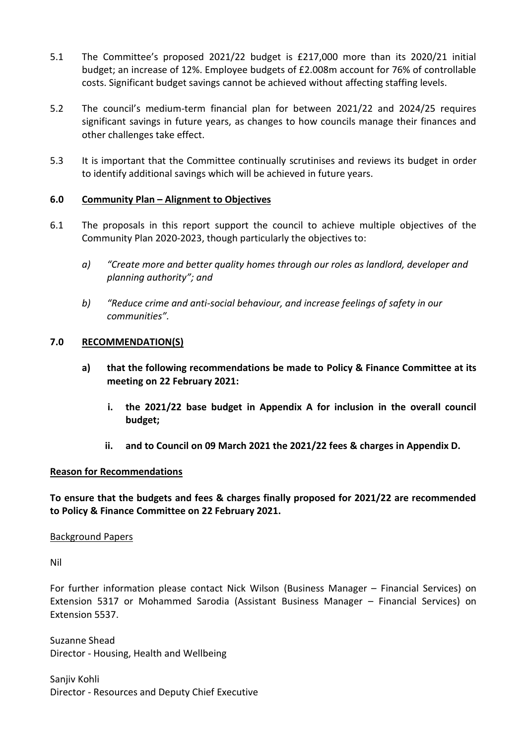5.1 The Committee's proposed 2021/22 budget is £217,000 more than its 2020/21 initial budget; an increase of 12%. Employee budgets of £2.008m account for 76% of controllable costs. Significant budget savings cannot be achieved without affecting staffing levels.

5.2 The council's medium-term financial plan for between 2021/22 and 2024/25 requires significant savings in future years, as changes to how councils manage their finances and other challenges take effect.

5.3 It is important that the Committee continually scrutinises and reviews its budget in order to identify additional savings which will be achieved in future years.

## 6.0 Community Plan – Alignment to Objectives

6.1 The proposals in this report support the council to achieve multiple objectives of the Community Plan 2020-2023, though particularly the objectives to:

*a) "Create more and better quality homes through our roles as landlord, developer and planning authority"; and*

*b) "Reduce crime and anti-social behaviour, and increase feelings of safety in our communities".*

## 7.0 RECOMMENDATION(S)

**a) that the following recommendations be made to Policy & Finance Committee at its meeting on 22 February 2021:**

**i. the 2021/22 base budget in Appendix A for inclusion in the overall council budget;**

**ii. and to Council on 09 March 2021 the 2021/22 fees & charges in Appendix D.**

**Reason for Recommendations**

**To ensure that the budgets and fees & charges finally proposed for 2021/22 are recommended to Policy & Finance Committee on 22 February 2021.**

Background Papers

Nil

For further information please contact Nick Wilson (Business Manager – Financial Services) on Extension 5317 or Mohammed Sarodia (Assistant Business Manager – Financial Services) on Extension 5537.

Suzanne Shead
Director - Housing, Health and Wellbeing

Sanjiv Kohli
Director - Resources and Deputy Chief Executive